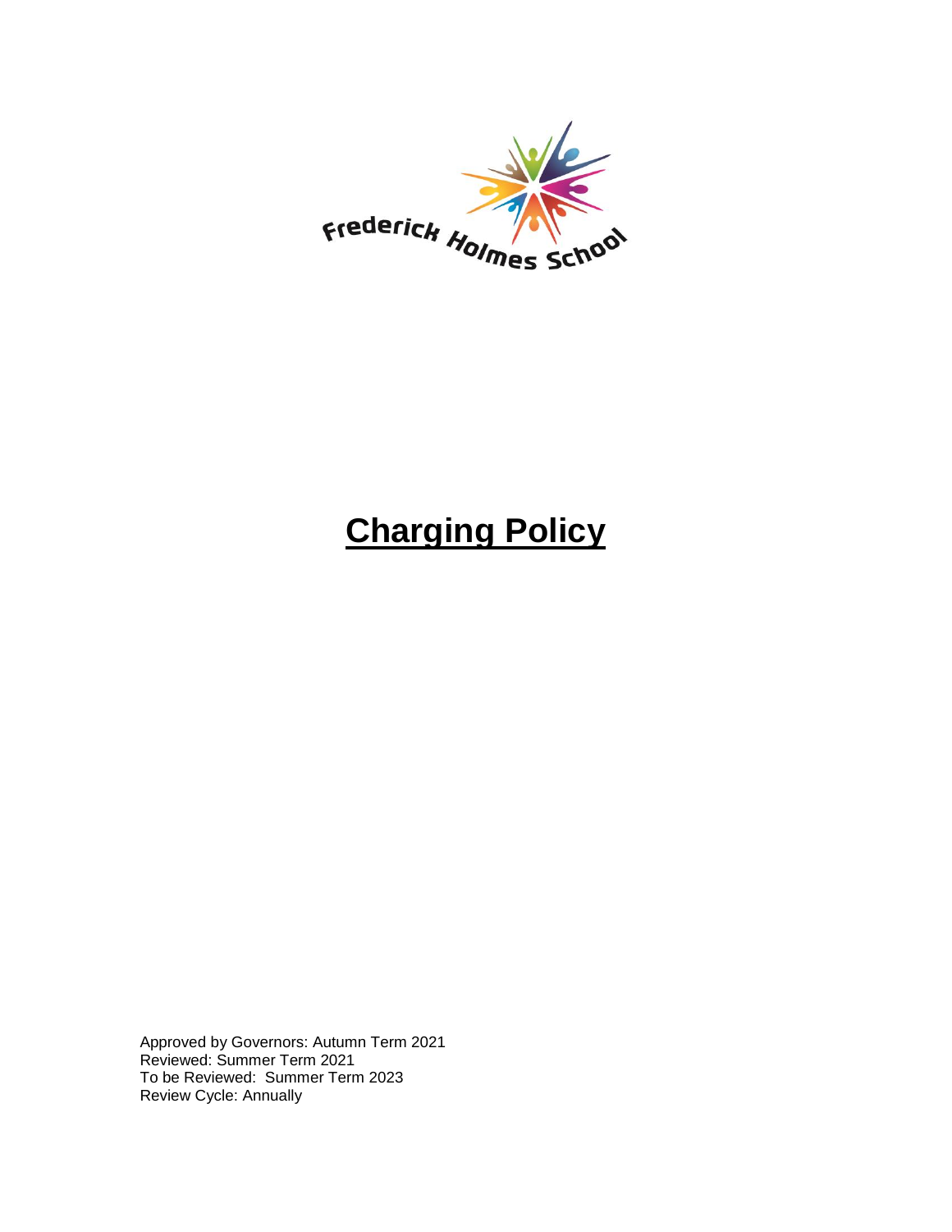Frederick Holmes School

# Charging Policy

Approved by Governors: Autumn Term 2021
Reviewed: Summer Term 2021
To be Reviewed: Summer Term 2023
Review Cycle: Annually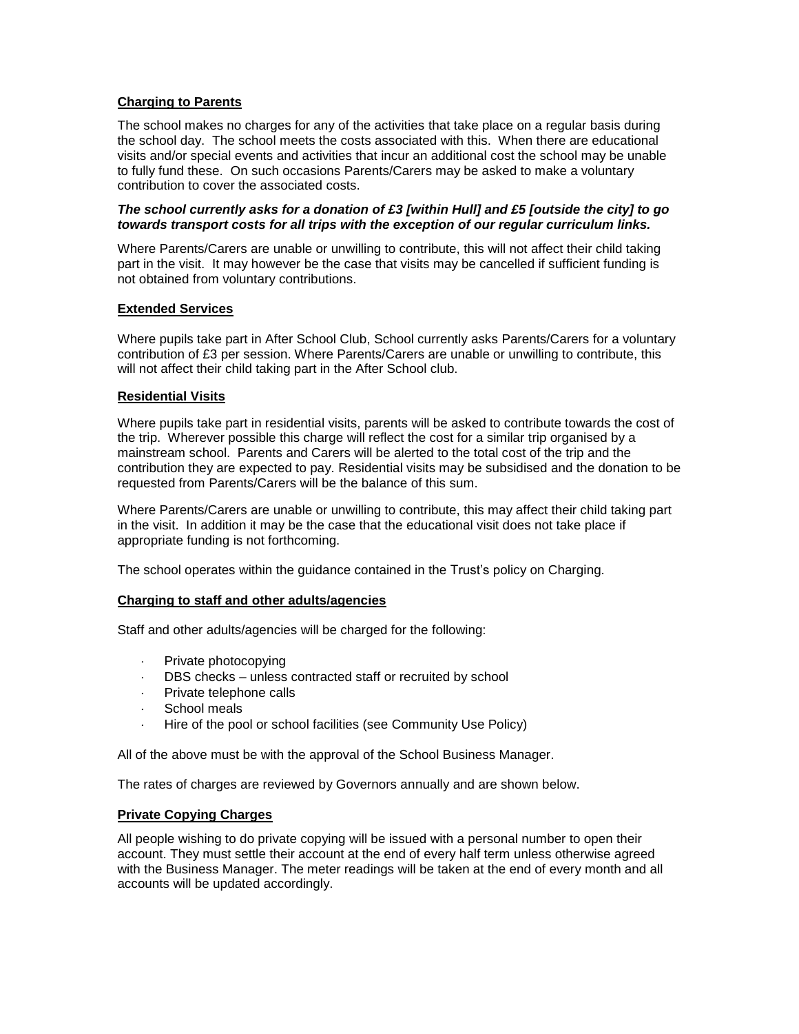## Charging to Parents

The school makes no charges for any of the activities that take place on a regular basis during the school day. The school meets the costs associated with this. When there are educational visits and/or special events and activities that incur an additional cost the school may be unable to fully fund these. On such occasions Parents/Carers may be asked to make a voluntary contribution to cover the associated costs.

***The school currently asks for a donation of £3 [within Hull] and £5 [outside the city] to go towards transport costs for all trips with the exception of our regular curriculum links.***

Where Parents/Carers are unable or unwilling to contribute, this will not affect their child taking part in the visit. It may however be the case that visits may be cancelled if sufficient funding is not obtained from voluntary contributions.

## Extended Services

Where pupils take part in After School Club, School currently asks Parents/Carers for a voluntary contribution of £3 per session. Where Parents/Carers are unable or unwilling to contribute, this will not affect their child taking part in the After School club.

## Residential Visits

Where pupils take part in residential visits, parents will be asked to contribute towards the cost of the trip. Wherever possible this charge will reflect the cost for a similar trip organised by a mainstream school. Parents and Carers will be alerted to the total cost of the trip and the contribution they are expected to pay. Residential visits may be subsidised and the donation to be requested from Parents/Carers will be the balance of this sum.

Where Parents/Carers are unable or unwilling to contribute, this may affect their child taking part in the visit. In addition it may be the case that the educational visit does not take place if appropriate funding is not forthcoming.

The school operates within the guidance contained in the Trust's policy on Charging.

## Charging to staff and other adults/agencies

Staff and other adults/agencies will be charged for the following:

- Private photocopying
- DBS checks – unless contracted staff or recruited by school
- Private telephone calls
- School meals
- Hire of the pool or school facilities (see Community Use Policy)

All of the above must be with the approval of the School Business Manager.

The rates of charges are reviewed by Governors annually and are shown below.

## Private Copying Charges

All people wishing to do private copying will be issued with a personal number to open their account. They must settle their account at the end of every half term unless otherwise agreed with the Business Manager. The meter readings will be taken at the end of every month and all accounts will be updated accordingly.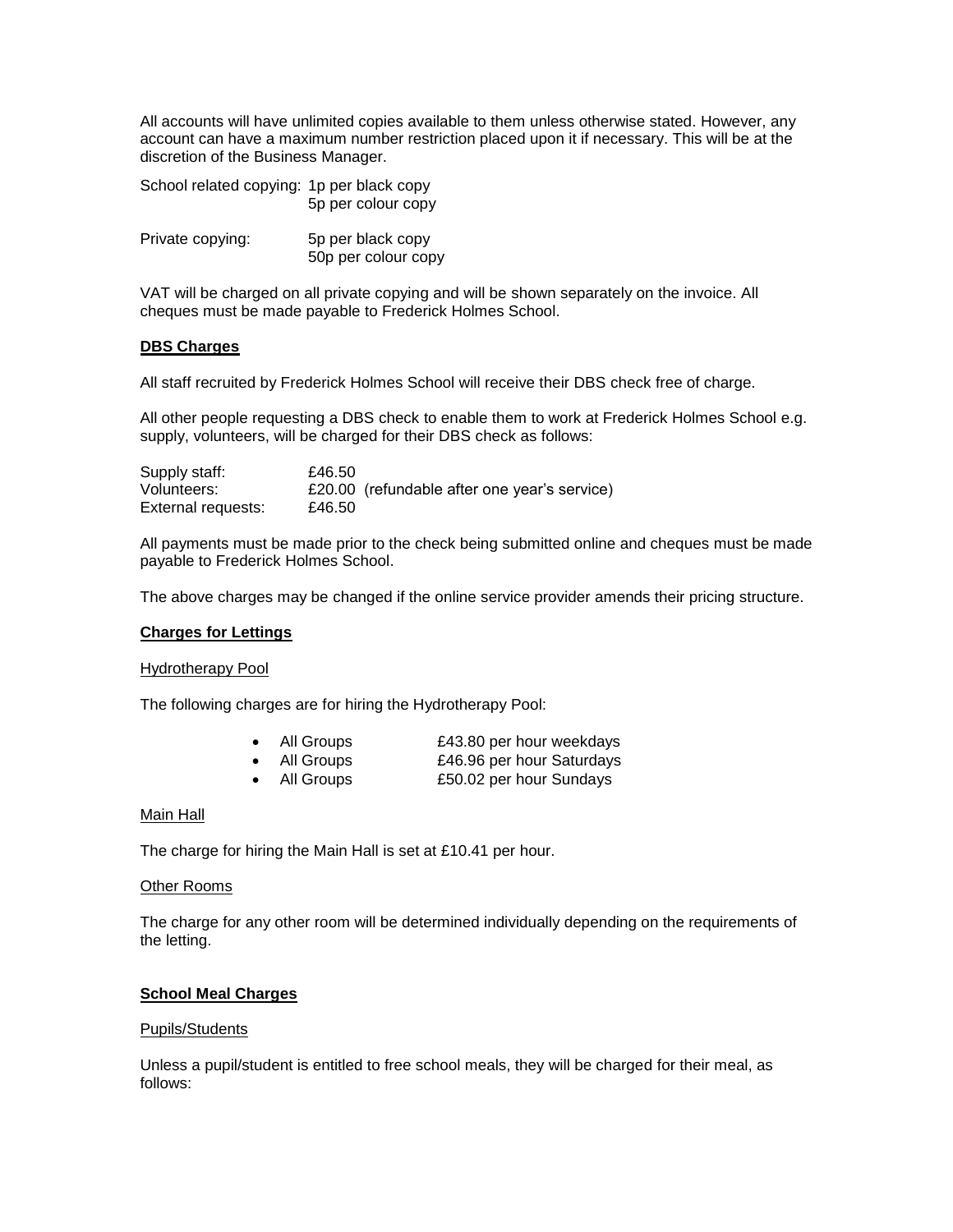All accounts will have unlimited copies available to them unless otherwise stated. However, any account can have a maximum number restriction placed upon it if necessary. This will be at the discretion of the Business Manager.

| | |
|---|---|
| School related copying: | 1p per black copy |
| | 5p per colour copy |
| Private copying: | 5p per black copy |
| | 50p per colour copy |

VAT will be charged on all private copying and will be shown separately on the invoice. All cheques must be made payable to Frederick Holmes School.

**DBS Charges**

All staff recruited by Frederick Holmes School will receive their DBS check free of charge.

All other people requesting a DBS check to enable them to work at Frederick Holmes School e.g. supply, volunteers, will be charged for their DBS check as follows:

| | |
|---|---|
| Supply staff: | £46.50 |
| Volunteers: | £20.00 (refundable after one year's service) |
| External requests: | £46.50 |

All payments must be made prior to the check being submitted online and cheques must be made payable to Frederick Holmes School.

The above charges may be changed if the online service provider amends their pricing structure.

**Charges for Lettings**

Hydrotherapy Pool

The following charges are for hiring the Hydrotherapy Pool:

- All Groups £43.80 per hour weekdays
- All Groups £46.96 per hour Saturdays
- All Groups £50.02 per hour Sundays

Main Hall

The charge for hiring the Main Hall is set at £10.41 per hour.

Other Rooms

The charge for any other room will be determined individually depending on the requirements of the letting.

**School Meal Charges**

Pupils/Students

Unless a pupil/student is entitled to free school meals, they will be charged for their meal, as follows: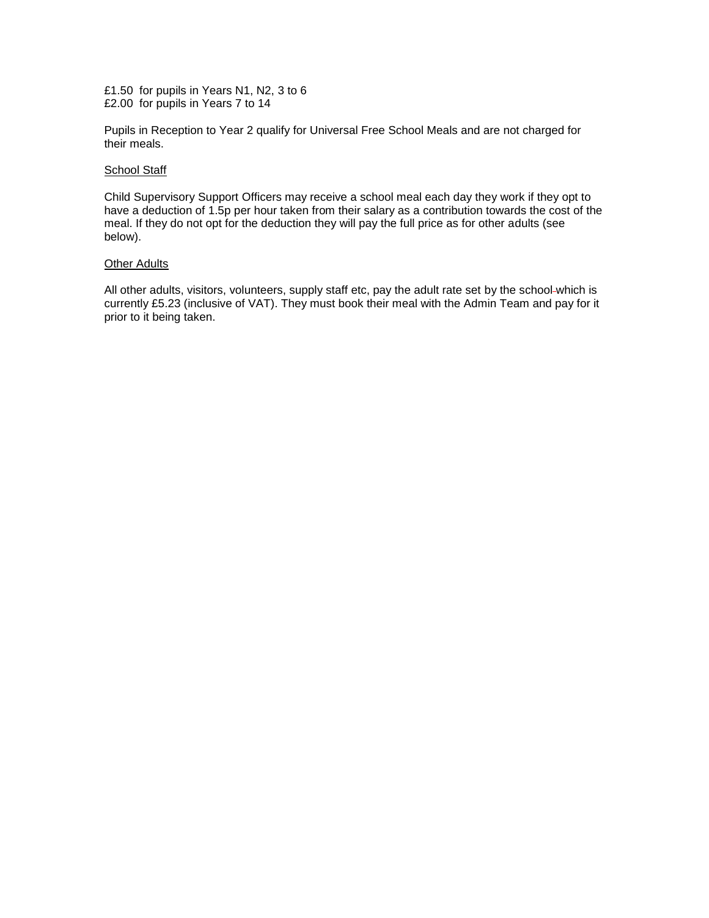£1.50 for pupils in Years N1, N2, 3 to 6
£2.00 for pupils in Years 7 to 14

Pupils in Reception to Year 2 qualify for Universal Free School Meals and are not charged for their meals.

<u>School Staff</u>

Child Supervisory Support Officers may receive a school meal each day they work if they opt to have a deduction of 1.5p per hour taken from their salary as a contribution towards the cost of the meal. If they do not opt for the deduction they will pay the full price as for other adults (see below).

<u>Other Adults</u>

All other adults, visitors, volunteers, supply staff etc, pay the adult rate set by the school which is currently £5.23 (inclusive of VAT). They must book their meal with the Admin Team and pay for it prior to it being taken.